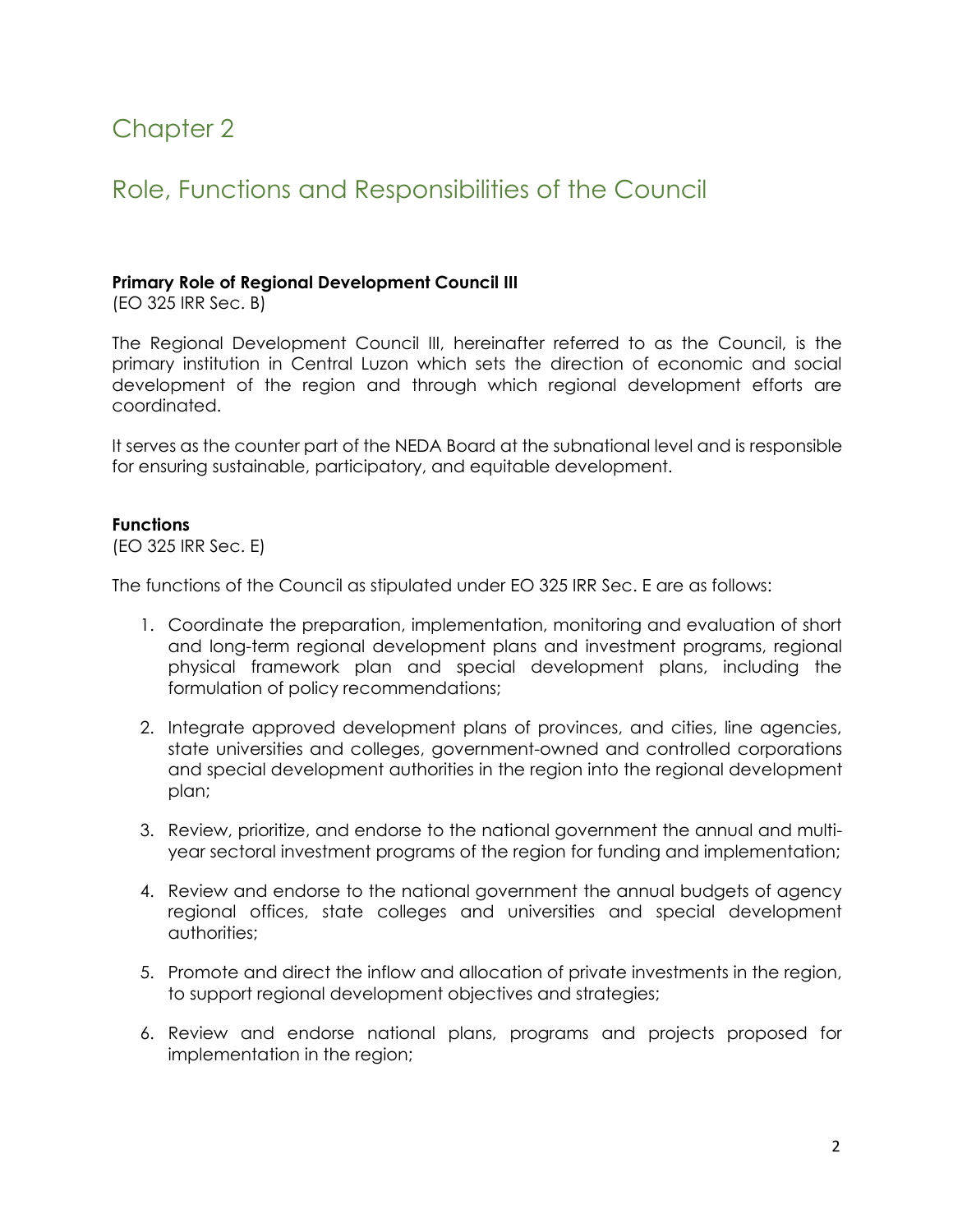# Chapter 2

## Role, Functions and Responsibilities of the Council

**Primary Role of Regional Development Council III**
(EO 325 IRR Sec. B)

The Regional Development Council III, hereinafter referred to as the Council, is the primary institution in Central Luzon which sets the direction of economic and social development of the region and through which regional development efforts are coordinated.

It serves as the counter part of the NEDA Board at the subnational level and is responsible for ensuring sustainable, participatory, and equitable development.

**Functions**
(EO 325 IRR Sec. E)

The functions of the Council as stipulated under EO 325 IRR Sec. E are as follows:

1. Coordinate the preparation, implementation, monitoring and evaluation of short and long-term regional development plans and investment programs, regional physical framework plan and special development plans, including the formulation of policy recommendations;

2. Integrate approved development plans of provinces, and cities, line agencies, state universities and colleges, government-owned and controlled corporations and special development authorities in the region into the regional development plan;

3. Review, prioritize, and endorse to the national government the annual and multi-year sectoral investment programs of the region for funding and implementation;

4. Review and endorse to the national government the annual budgets of agency regional offices, state colleges and universities and special development authorities;

5. Promote and direct the inflow and allocation of private investments in the region, to support regional development objectives and strategies;

6. Review and endorse national plans, programs and projects proposed for implementation in the region;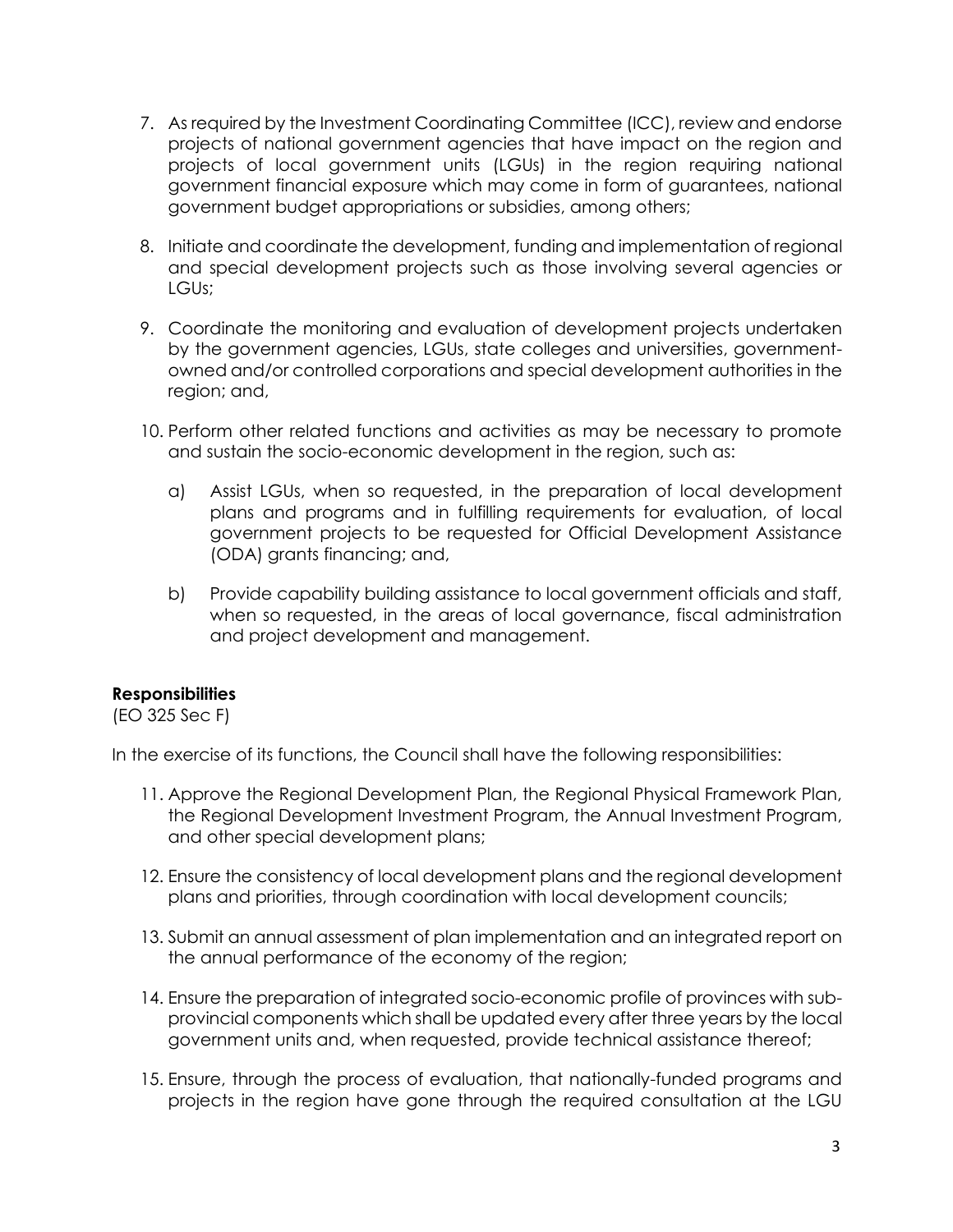7. As required by the Investment Coordinating Committee (ICC), review and endorse projects of national government agencies that have impact on the region and projects of local government units (LGUs) in the region requiring national government financial exposure which may come in form of guarantees, national government budget appropriations or subsidies, among others;

8. Initiate and coordinate the development, funding and implementation of regional and special development projects such as those involving several agencies or LGUs;

9. Coordinate the monitoring and evaluation of development projects undertaken by the government agencies, LGUs, state colleges and universities, government-owned and/or controlled corporations and special development authorities in the region; and,

10. Perform other related functions and activities as may be necessary to promote and sustain the socio-economic development in the region, such as:

    a) Assist LGUs, when so requested, in the preparation of local development plans and programs and in fulfilling requirements for evaluation, of local government projects to be requested for Official Development Assistance (ODA) grants financing; and,

    b) Provide capability building assistance to local government officials and staff, when so requested, in the areas of local governance, fiscal administration and project development and management.

**Responsibilities**
(EO 325 Sec F)

In the exercise of its functions, the Council shall have the following responsibilities:

11. Approve the Regional Development Plan, the Regional Physical Framework Plan, the Regional Development Investment Program, the Annual Investment Program, and other special development plans;

12. Ensure the consistency of local development plans and the regional development plans and priorities, through coordination with local development councils;

13. Submit an annual assessment of plan implementation and an integrated report on the annual performance of the economy of the region;

14. Ensure the preparation of integrated socio-economic profile of provinces with sub-provincial components which shall be updated every after three years by the local government units and, when requested, provide technical assistance thereof;

15. Ensure, through the process of evaluation, that nationally-funded programs and projects in the region have gone through the required consultation at the LGU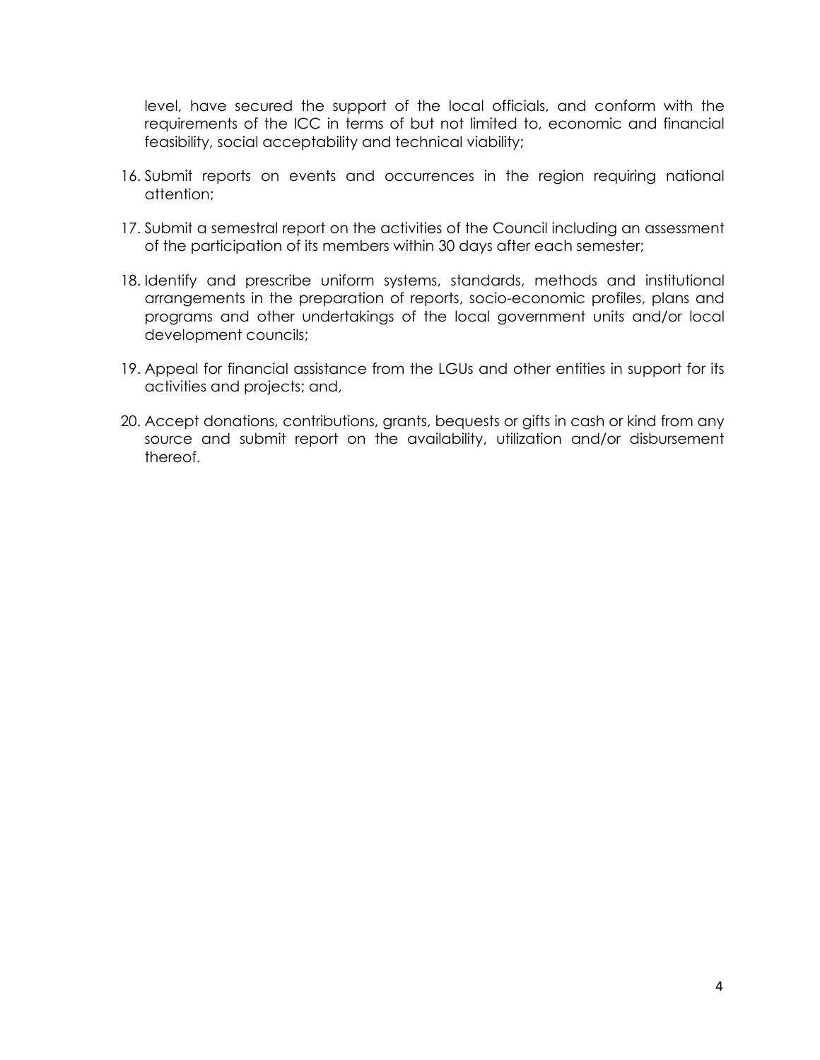level, have secured the support of the local officials, and conform with the requirements of the ICC in terms of but not limited to, economic and financial feasibility, social acceptability and technical viability;

16. Submit reports on events and occurrences in the region requiring national attention;

17. Submit a semestral report on the activities of the Council including an assessment of the participation of its members within 30 days after each semester;

18. Identify and prescribe uniform systems, standards, methods and institutional arrangements in the preparation of reports, socio-economic profiles, plans and programs and other undertakings of the local government units and/or local development councils;

19. Appeal for financial assistance from the LGUs and other entities in support for its activities and projects; and,

20. Accept donations, contributions, grants, bequests or gifts in cash or kind from any source and submit report on the availability, utilization and/or disbursement thereof.